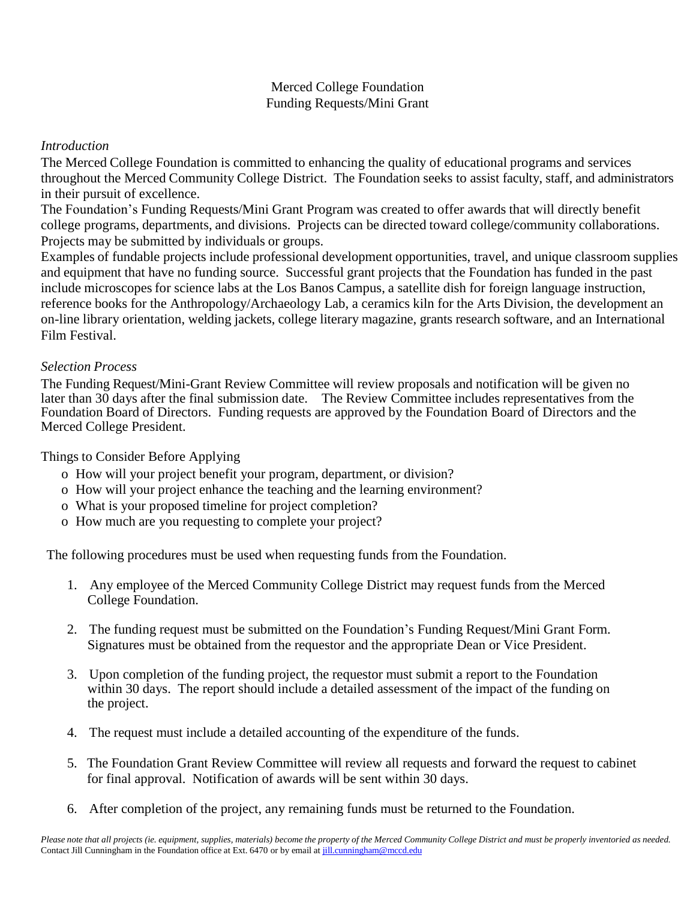# Merced College Foundation
## Funding Requests/Mini Grant

*Introduction*

The Merced College Foundation is committed to enhancing the quality of educational programs and services throughout the Merced Community College District. The Foundation seeks to assist faculty, staff, and administrators in their pursuit of excellence.

The Foundation's Funding Requests/Mini Grant Program was created to offer awards that will directly benefit college programs, departments, and divisions. Projects can be directed toward college/community collaborations. Projects may be submitted by individuals or groups.

Examples of fundable projects include professional development opportunities, travel, and unique classroom supplies and equipment that have no funding source. Successful grant projects that the Foundation has funded in the past include microscopes for science labs at the Los Banos Campus, a satellite dish for foreign language instruction, reference books for the Anthropology/Archaeology Lab, a ceramics kiln for the Arts Division, the development an on-line library orientation, welding jackets, college literary magazine, grants research software, and an International Film Festival.

*Selection Process*

The Funding Request/Mini-Grant Review Committee will review proposals and notification will be given no later than 30 days after the final submission date. The Review Committee includes representatives from the Foundation Board of Directors. Funding requests are approved by the Foundation Board of Directors and the Merced College President.

Things to Consider Before Applying

- How will your project benefit your program, department, or division?
- How will your project enhance the teaching and the learning environment?
- What is your proposed timeline for project completion?
- How much are you requesting to complete your project?

The following procedures must be used when requesting funds from the Foundation.

1. Any employee of the Merced Community College District may request funds from the Merced College Foundation.

2. The funding request must be submitted on the Foundation's Funding Request/Mini Grant Form. Signatures must be obtained from the requestor and the appropriate Dean or Vice President.

3. Upon completion of the funding project, the requestor must submit a report to the Foundation within 30 days. The report should include a detailed assessment of the impact of the funding on the project.

4. The request must include a detailed accounting of the expenditure of the funds.

5. The Foundation Grant Review Committee will review all requests and forward the request to cabinet for final approval. Notification of awards will be sent within 30 days.

6. After completion of the project, any remaining funds must be returned to the Foundation.

*Please note that all projects (ie. equipment, supplies, materials) become the property of the Merced Community College District and must be properly inventoried as needed.*
Contact Jill Cunningham in the Foundation office at Ext. 6470 or by email at jill.cunningham@mccd.edu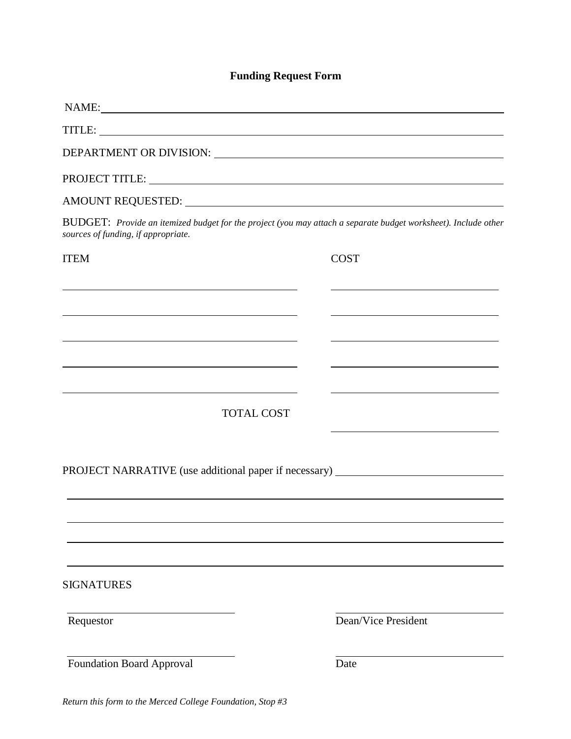## Funding Request Form

NAME: ______________________________

TITLE: ______________________________

DEPARTMENT OR DIVISION: ______________________________

PROJECT TITLE: ______________________________

AMOUNT REQUESTED: ______________________________

BUDGET: *Provide an itemized budget for the project (you may attach a separate budget worksheet). Include other sources of funding, if appropriate.*

| ITEM | COST |
|---|---|
| | |
| | |
| | |
| | |
| | |
| TOTAL COST | |

PROJECT NARRATIVE (use additional paper if necessary) ______________________________

______________________________

______________________________

______________________________

______________________________

SIGNATURES

| | |
|---|---|
| Requestor | Dean/Vice President |
| Foundation Board Approval | Date |

*Return this form to the Merced College Foundation, Stop #3*